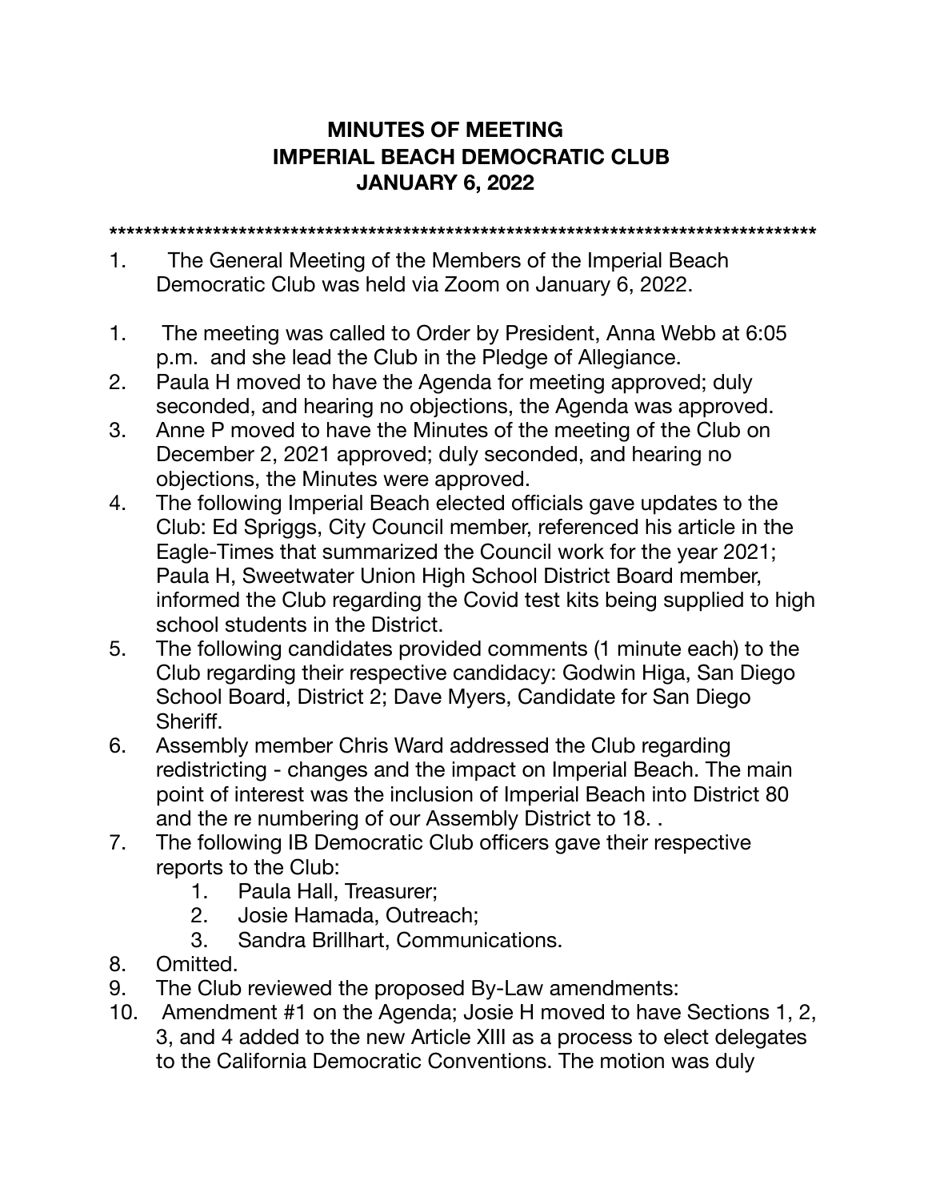**MINUTES OF MEETING**
**IMPERIAL BEACH DEMOCRATIC CLUB**
**JANUARY 6, 2022**

**************************************************************************************

1. The General Meeting of the Members of the Imperial Beach Democratic Club was held via Zoom on January 6, 2022.

1. The meeting was called to Order by President, Anna Webb at 6:05 p.m. and she lead the Club in the Pledge of Allegiance.
2. Paula H moved to have the Agenda for meeting approved; duly seconded, and hearing no objections, the Agenda was approved.
3. Anne P moved to have the Minutes of the meeting of the Club on December 2, 2021 approved; duly seconded, and hearing no objections, the Minutes were approved.
4. The following Imperial Beach elected officials gave updates to the Club: Ed Spriggs, City Council member, referenced his article in the Eagle-Times that summarized the Council work for the year 2021; Paula H, Sweetwater Union High School District Board member, informed the Club regarding the Covid test kits being supplied to high school students in the District.
5. The following candidates provided comments (1 minute each) to the Club regarding their respective candidacy: Godwin Higa, San Diego School Board, District 2; Dave Myers, Candidate for San Diego Sheriff.
6. Assembly member Chris Ward addressed the Club regarding redistricting - changes and the impact on Imperial Beach. The main point of interest was the inclusion of Imperial Beach into District 80 and the re numbering of our Assembly District to 18. .
7. The following IB Democratic Club officers gave their respective reports to the Club:
   1. Paula Hall, Treasurer;
   2. Josie Hamada, Outreach;
   3. Sandra Brillhart, Communications.
8. Omitted.
9. The Club reviewed the proposed By-Law amendments:
10. Amendment #1 on the Agenda; Josie H moved to have Sections 1, 2, 3, and 4 added to the new Article XIII as a process to elect delegates to the California Democratic Conventions. The motion was duly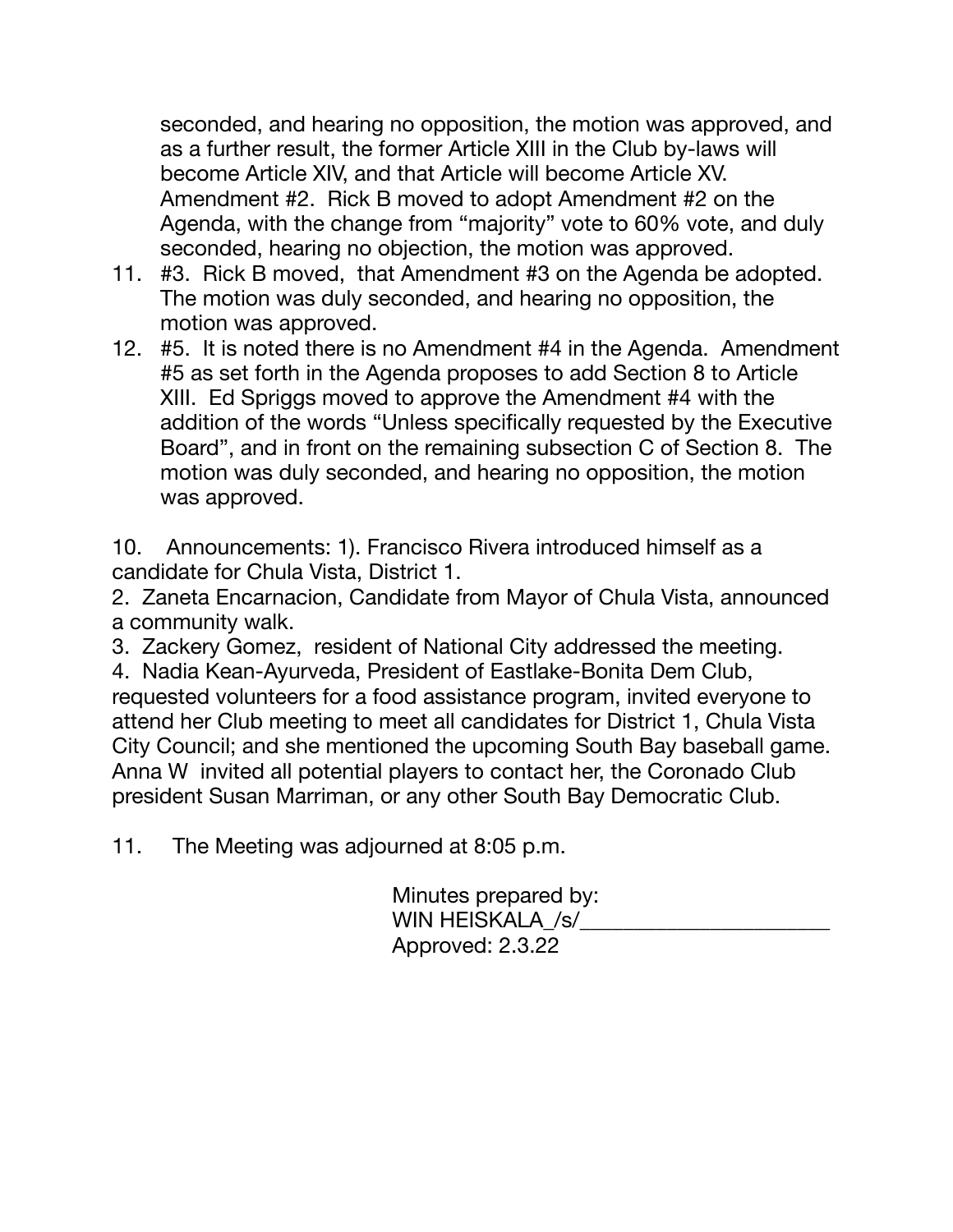seconded, and hearing no opposition, the motion was approved, and as a further result, the former Article XIII in the Club by-laws will become Article XIV, and that Article will become Article XV. Amendment #2. Rick B moved to adopt Amendment #2 on the Agenda, with the change from "majority" vote to 60% vote, and duly seconded, hearing no objection, the motion was approved.

11. #3. Rick B moved, that Amendment #3 on the Agenda be adopted. The motion was duly seconded, and hearing no opposition, the motion was approved.
12. #5. It is noted there is no Amendment #4 in the Agenda. Amendment #5 as set forth in the Agenda proposes to add Section 8 to Article XIII. Ed Spriggs moved to approve the Amendment #4 with the addition of the words "Unless specifically requested by the Executive Board", and in front on the remaining subsection C of Section 8. The motion was duly seconded, and hearing no opposition, the motion was approved.

10. Announcements: 1). Francisco Rivera introduced himself as a candidate for Chula Vista, District 1.
2. Zaneta Encarnacion, Candidate from Mayor of Chula Vista, announced a community walk.
3. Zackery Gomez, resident of National City addressed the meeting.
4. Nadia Kean-Ayurveda, President of Eastlake-Bonita Dem Club, requested volunteers for a food assistance program, invited everyone to attend her Club meeting to meet all candidates for District 1, Chula Vista City Council; and she mentioned the upcoming South Bay baseball game. Anna W invited all potential players to contact her, the Coronado Club president Susan Marriman, or any other South Bay Democratic Club.

11. The Meeting was adjourned at 8:05 p.m.

Minutes prepared by:
WIN HEISKALA_/s/______________________
Approved: 2.3.22